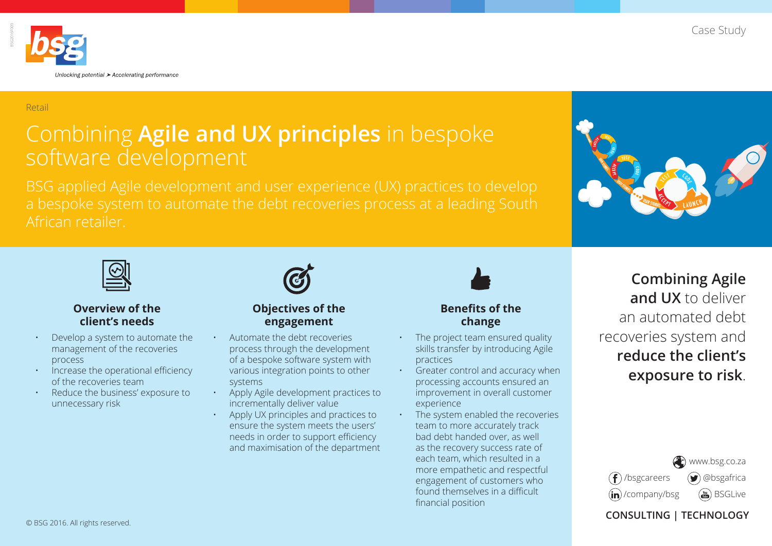Case Study

Unlocking potential ➤ Accelerating performance

Retail

# Combining **Agile and UX principles** in bespoke software development

BSG applied Agile development and user experience (UX) practices to develop a bespoke system to automate the debt recoveries process at a leading South African retailer.

### Overview of the client's needs

- Develop a system to automate the management of the recoveries process
- Increase the operational efficiency of the recoveries team
- Reduce the business' exposure to unnecessary risk

### Objectives of the engagement

- Automate the debt recoveries process through the development of a bespoke software system with various integration points to other systems
- Apply Agile development practices to incrementally deliver value
- Apply UX principles and practices to ensure the system meets the users' needs in order to support efficiency and maximisation of the department

### Benefits of the change

- The project team ensured quality skills transfer by introducing Agile practices
- Greater control and accuracy when processing accounts ensured an improvement in overall customer experience
- The system enabled the recoveries team to more accurately track bad debt handed over, as well as the recovery success rate of each team, which resulted in a more empathetic and respectful engagement of customers who found themselves in a difficult financial position

**Combining Agile and UX** to deliver an automated debt recoveries system and **reduce the client's exposure to risk**.

www.bsg.co.za

/bsgcareers @bsgafrica

/company/bsg BSGLive

**CONSULTING | TECHNOLOGY**

© BSG 2016. All rights reserved.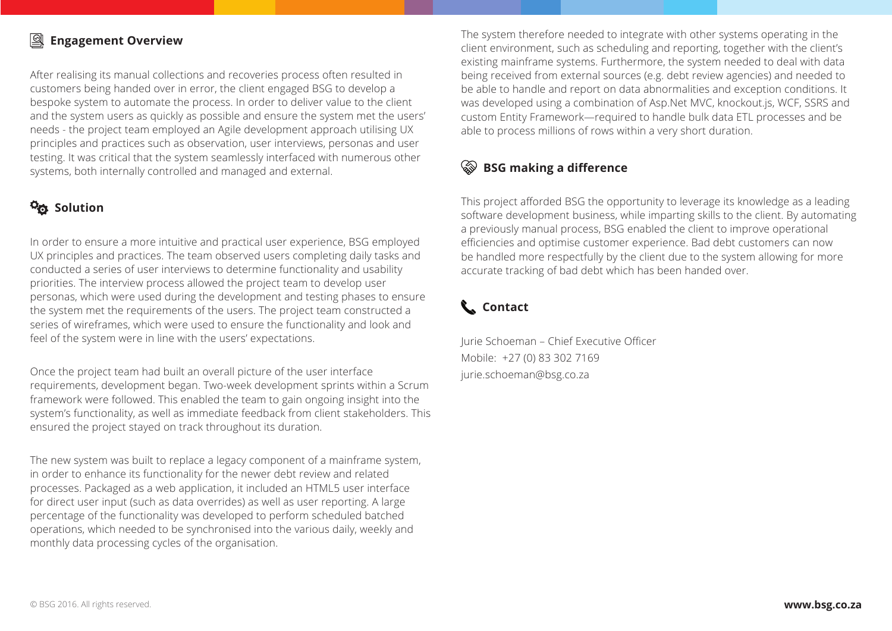## Engagement Overview

After realising its manual collections and recoveries process often resulted in customers being handed over in error, the client engaged BSG to develop a bespoke system to automate the process. In order to deliver value to the client and the system users as quickly as possible and ensure the system met the users' needs - the project team employed an Agile development approach utilising UX principles and practices such as observation, user interviews, personas and user testing. It was critical that the system seamlessly interfaced with numerous other systems, both internally controlled and managed and external.

## Solution

In order to ensure a more intuitive and practical user experience, BSG employed UX principles and practices. The team observed users completing daily tasks and conducted a series of user interviews to determine functionality and usability priorities. The interview process allowed the project team to develop user personas, which were used during the development and testing phases to ensure the system met the requirements of the users. The project team constructed a series of wireframes, which were used to ensure the functionality and look and feel of the system were in line with the users' expectations.

Once the project team had built an overall picture of the user interface requirements, development began. Two-week development sprints within a Scrum framework were followed. This enabled the team to gain ongoing insight into the system's functionality, as well as immediate feedback from client stakeholders. This ensured the project stayed on track throughout its duration.

The new system was built to replace a legacy component of a mainframe system, in order to enhance its functionality for the newer debt review and related processes. Packaged as a web application, it included an HTML5 user interface for direct user input (such as data overrides) as well as user reporting. A large percentage of the functionality was developed to perform scheduled batched operations, which needed to be synchronised into the various daily, weekly and monthly data processing cycles of the organisation.

The system therefore needed to integrate with other systems operating in the client environment, such as scheduling and reporting, together with the client's existing mainframe systems. Furthermore, the system needed to deal with data being received from external sources (e.g. debt review agencies) and needed to be able to handle and report on data abnormalities and exception conditions. It was developed using a combination of Asp.Net MVC, knockout.js, WCF, SSRS and custom Entity Framework—required to handle bulk data ETL processes and be able to process millions of rows within a very short duration.

## BSG making a difference

This project afforded BSG the opportunity to leverage its knowledge as a leading software development business, while imparting skills to the client. By automating a previously manual process, BSG enabled the client to improve operational efficiencies and optimise customer experience. Bad debt customers can now be handled more respectfully by the client due to the system allowing for more accurate tracking of bad debt which has been handed over.

## Contact

Jurie Schoeman – Chief Executive Officer
Mobile: +27 (0) 83 302 7169
jurie.schoeman@bsg.co.za

© BSG 2016. All rights reserved.

**www.bsg.co.za**